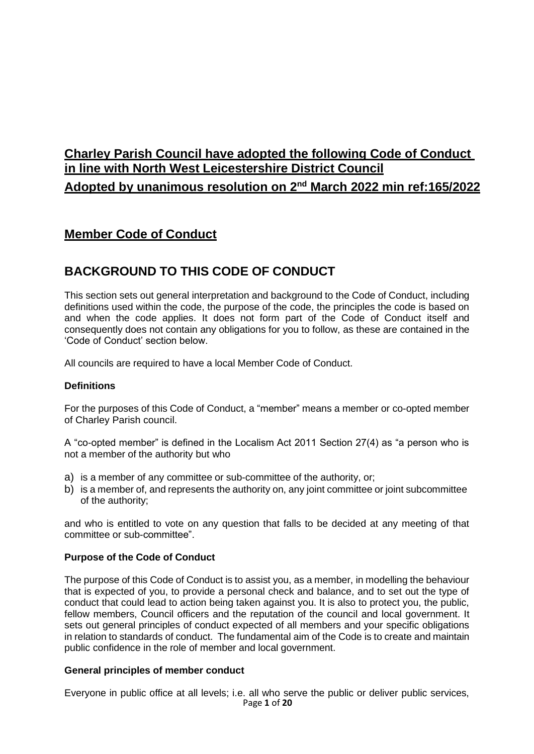## Charley Parish Council have adopted the following Code of Conduct in line with North West Leicestershire District Council

## Adopted by unanimous resolution on 2nd March 2022 min ref:165/2022

## Member Code of Conduct

# BACKGROUND TO THIS CODE OF CONDUCT

This section sets out general interpretation and background to the Code of Conduct, including definitions used within the code, the purpose of the code, the principles the code is based on and when the code applies. It does not form part of the Code of Conduct itself and consequently does not contain any obligations for you to follow, as these are contained in the 'Code of Conduct' section below.

All councils are required to have a local Member Code of Conduct.

**Definitions**

For the purposes of this Code of Conduct, a "member" means a member or co-opted member of Charley Parish council.

A "co-opted member" is defined in the Localism Act 2011 Section 27(4) as "a person who is not a member of the authority but who

a) is a member of any committee or sub-committee of the authority, or;
b) is a member of, and represents the authority on, any joint committee or joint subcommittee of the authority;

and who is entitled to vote on any question that falls to be decided at any meeting of that committee or sub-committee".

**Purpose of the Code of Conduct**

The purpose of this Code of Conduct is to assist you, as a member, in modelling the behaviour that is expected of you, to provide a personal check and balance, and to set out the type of conduct that could lead to action being taken against you. It is also to protect you, the public, fellow members, Council officers and the reputation of the council and local government. It sets out general principles of conduct expected of all members and your specific obligations in relation to standards of conduct. The fundamental aim of the Code is to create and maintain public confidence in the role of member and local government.

**General principles of member conduct**

Everyone in public office at all levels; i.e. all who serve the public or deliver public services,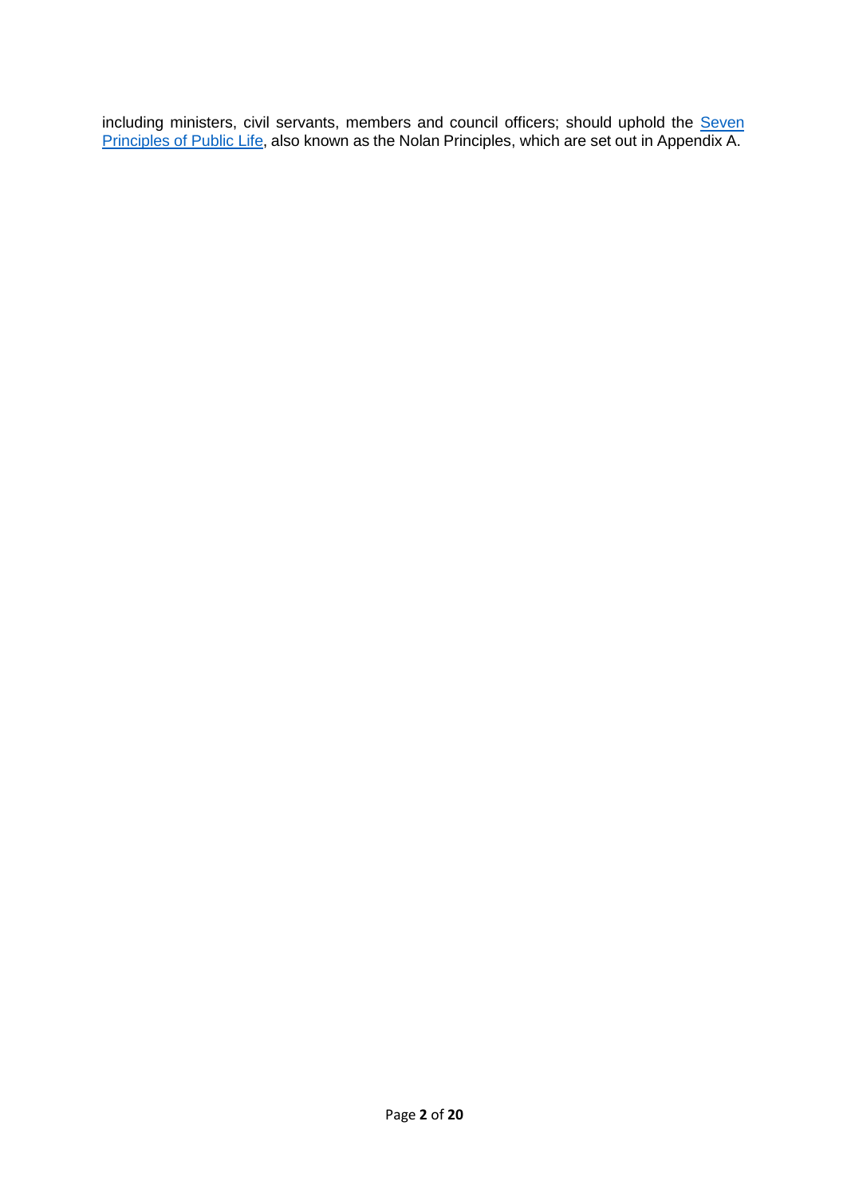including ministers, civil servants, members and council officers; should uphold the [Seven Principles of Public Life], also known as the Nolan Principles, which are set out in Appendix A.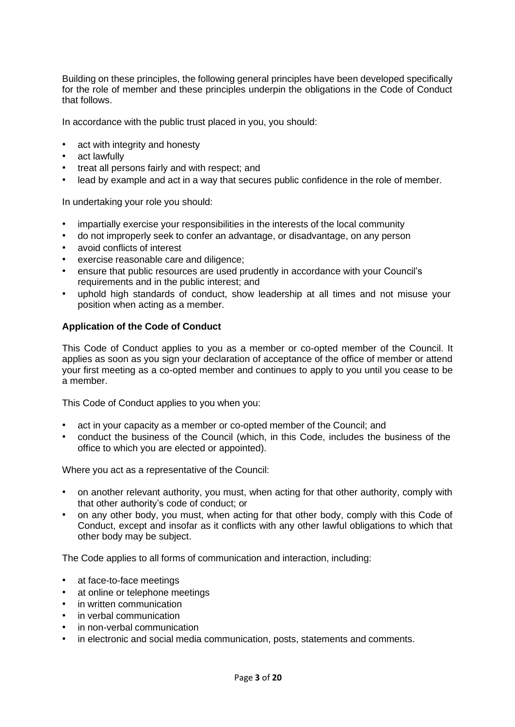Building on these principles, the following general principles have been developed specifically for the role of member and these principles underpin the obligations in the Code of Conduct that follows.

In accordance with the public trust placed in you, you should:

- act with integrity and honesty
- act lawfully
- treat all persons fairly and with respect; and
- lead by example and act in a way that secures public confidence in the role of member.

In undertaking your role you should:

- impartially exercise your responsibilities in the interests of the local community
- do not improperly seek to confer an advantage, or disadvantage, on any person
- avoid conflicts of interest
- exercise reasonable care and diligence;
- ensure that public resources are used prudently in accordance with your Council's requirements and in the public interest; and
- uphold high standards of conduct, show leadership at all times and not misuse your position when acting as a member.

**Application of the Code of Conduct**

This Code of Conduct applies to you as a member or co-opted member of the Council. It applies as soon as you sign your declaration of acceptance of the office of member or attend your first meeting as a co-opted member and continues to apply to you until you cease to be a member.

This Code of Conduct applies to you when you:

- act in your capacity as a member or co-opted member of the Council; and
- conduct the business of the Council (which, in this Code, includes the business of the office to which you are elected or appointed).

Where you act as a representative of the Council:

- on another relevant authority, you must, when acting for that other authority, comply with that other authority's code of conduct; or
- on any other body, you must, when acting for that other body, comply with this Code of Conduct, except and insofar as it conflicts with any other lawful obligations to which that other body may be subject.

The Code applies to all forms of communication and interaction, including:

- at face-to-face meetings
- at online or telephone meetings
- in written communication
- in verbal communication
- in non-verbal communication
- in electronic and social media communication, posts, statements and comments.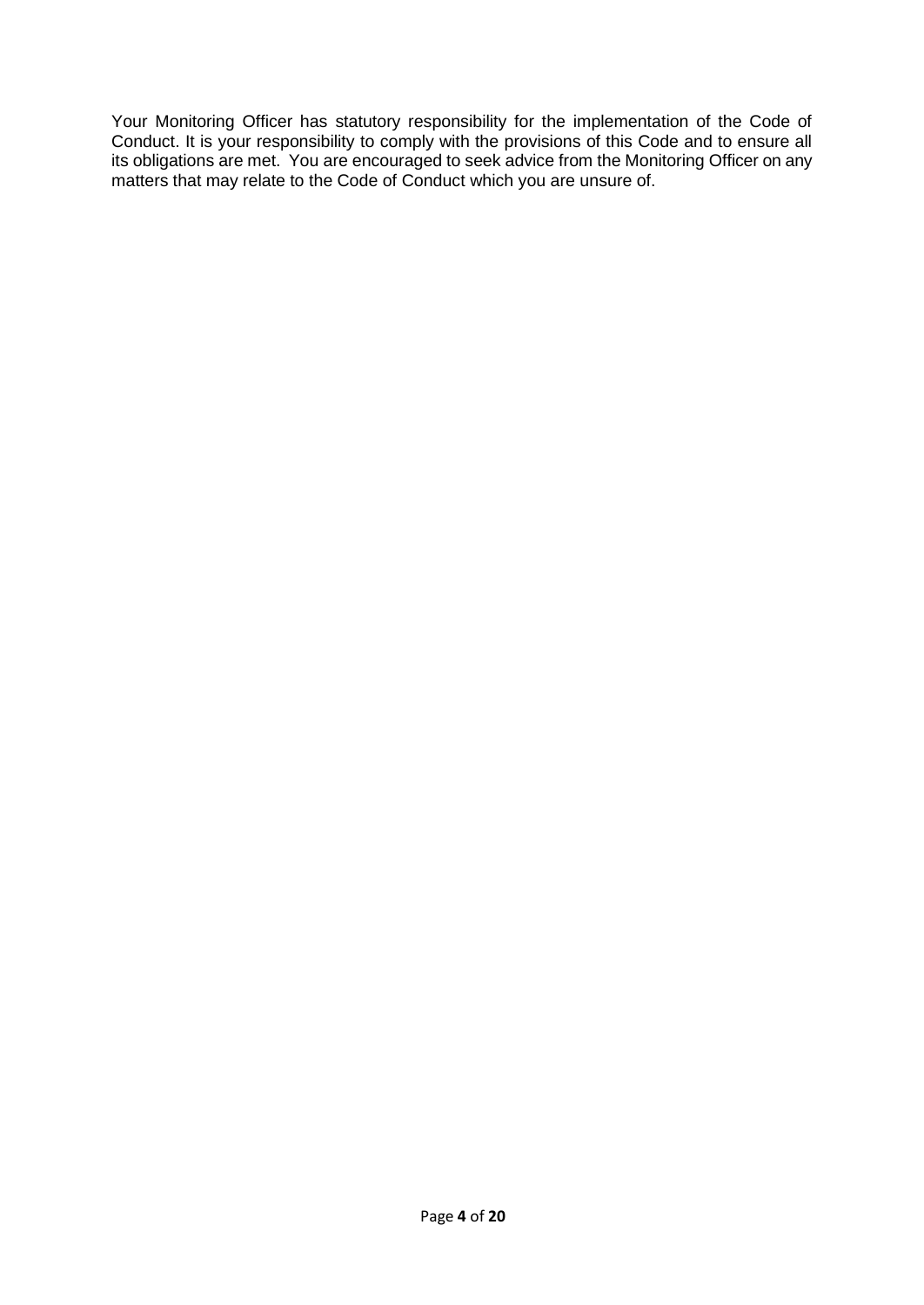Your Monitoring Officer has statutory responsibility for the implementation of the Code of Conduct. It is your responsibility to comply with the provisions of this Code and to ensure all its obligations are met. You are encouraged to seek advice from the Monitoring Officer on any matters that may relate to the Code of Conduct which you are unsure of.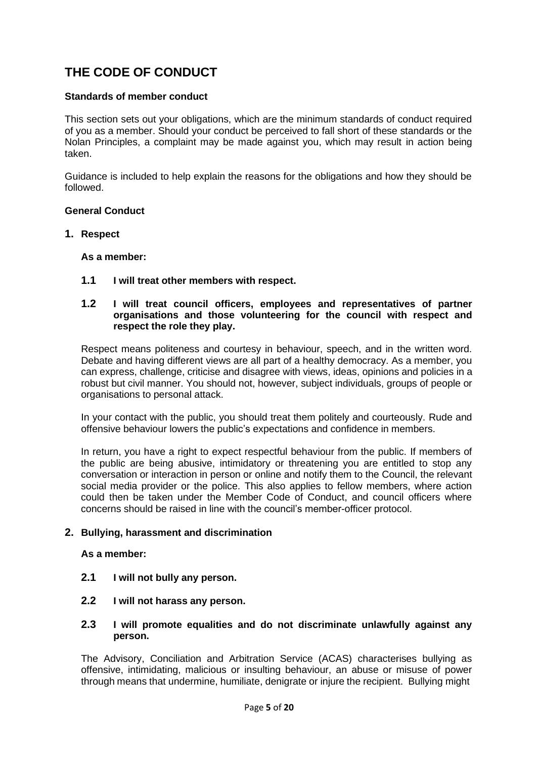# THE CODE OF CONDUCT

**Standards of member conduct**

This section sets out your obligations, which are the minimum standards of conduct required of you as a member. Should your conduct be perceived to fall short of these standards or the Nolan Principles, a complaint may be made against you, which may result in action being taken.

Guidance is included to help explain the reasons for the obligations and how they should be followed.

**General Conduct**

## 1. Respect

**As a member:**

**1.1 I will treat other members with respect.**

**1.2 I will treat council officers, employees and representatives of partner organisations and those volunteering for the council with respect and respect the role they play.**

Respect means politeness and courtesy in behaviour, speech, and in the written word. Debate and having different views are all part of a healthy democracy. As a member, you can express, challenge, criticise and disagree with views, ideas, opinions and policies in a robust but civil manner. You should not, however, subject individuals, groups of people or organisations to personal attack.

In your contact with the public, you should treat them politely and courteously. Rude and offensive behaviour lowers the public's expectations and confidence in members.

In return, you have a right to expect respectful behaviour from the public. If members of the public are being abusive, intimidatory or threatening you are entitled to stop any conversation or interaction in person or online and notify them to the Council, the relevant social media provider or the police. This also applies to fellow members, where action could then be taken under the Member Code of Conduct, and council officers where concerns should be raised in line with the council's member-officer protocol.

## 2. Bullying, harassment and discrimination

**As a member:**

**2.1 I will not bully any person.**

**2.2 I will not harass any person.**

**2.3 I will promote equalities and do not discriminate unlawfully against any person.**

The Advisory, Conciliation and Arbitration Service (ACAS) characterises bullying as offensive, intimidating, malicious or insulting behaviour, an abuse or misuse of power through means that undermine, humiliate, denigrate or injure the recipient. Bullying might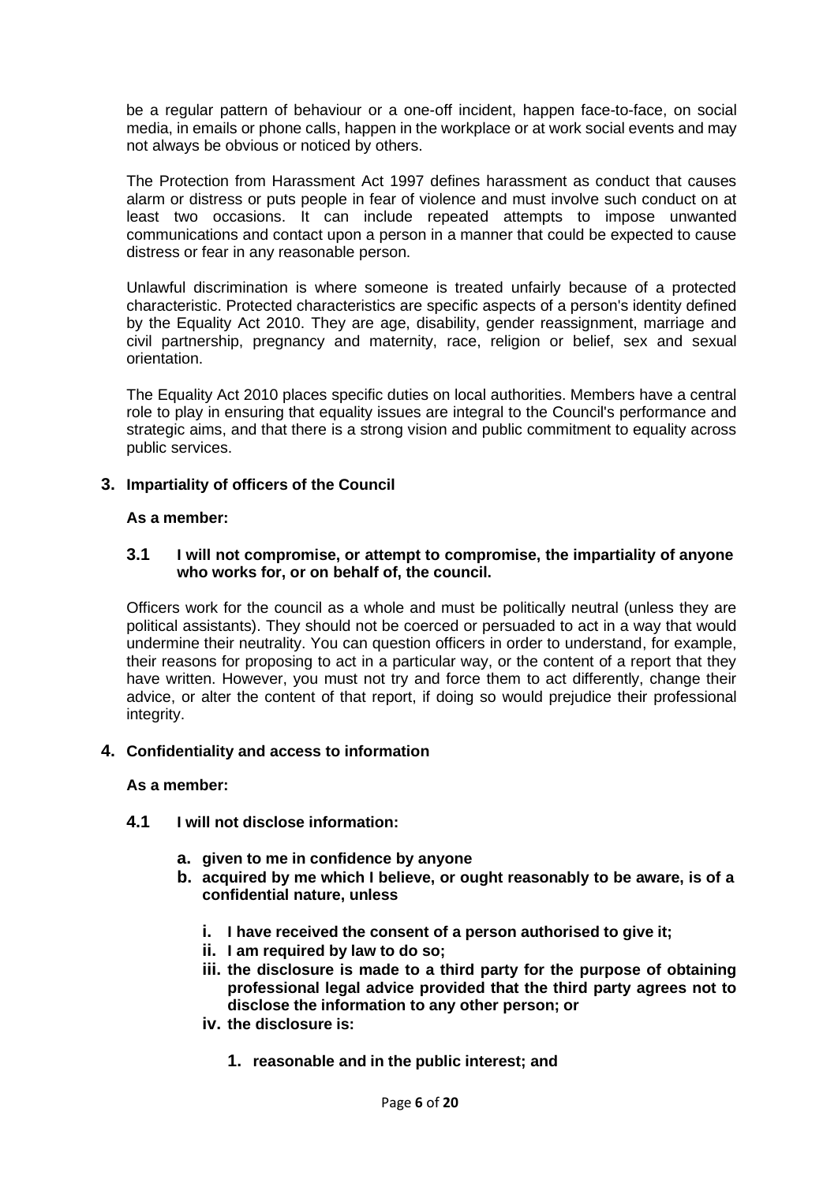be a regular pattern of behaviour or a one-off incident, happen face-to-face, on social media, in emails or phone calls, happen in the workplace or at work social events and may not always be obvious or noticed by others.

The Protection from Harassment Act 1997 defines harassment as conduct that causes alarm or distress or puts people in fear of violence and must involve such conduct on at least two occasions. It can include repeated attempts to impose unwanted communications and contact upon a person in a manner that could be expected to cause distress or fear in any reasonable person.

Unlawful discrimination is where someone is treated unfairly because of a protected characteristic. Protected characteristics are specific aspects of a person's identity defined by the Equality Act 2010. They are age, disability, gender reassignment, marriage and civil partnership, pregnancy and maternity, race, religion or belief, sex and sexual orientation.

The Equality Act 2010 places specific duties on local authorities. Members have a central role to play in ensuring that equality issues are integral to the Council's performance and strategic aims, and that there is a strong vision and public commitment to equality across public services.

## 3. Impartiality of officers of the Council

**As a member:**

**3.1 I will not compromise, or attempt to compromise, the impartiality of anyone who works for, or on behalf of, the council.**

Officers work for the council as a whole and must be politically neutral (unless they are political assistants). They should not be coerced or persuaded to act in a way that would undermine their neutrality. You can question officers in order to understand, for example, their reasons for proposing to act in a particular way, or the content of a report that they have written. However, you must not try and force them to act differently, change their advice, or alter the content of that report, if doing so would prejudice their professional integrity.

## 4. Confidentiality and access to information

**As a member:**

**4.1 I will not disclose information:**

- **a. given to me in confidence by anyone**
- **b. acquired by me which I believe, or ought reasonably to be aware, is of a confidential nature, unless**
  - **i. I have received the consent of a person authorised to give it;**
  - **ii. I am required by law to do so;**
  - **iii. the disclosure is made to a third party for the purpose of obtaining professional legal advice provided that the third party agrees not to disclose the information to any other person; or**
  - **iv. the disclosure is:**
    - **1. reasonable and in the public interest; and**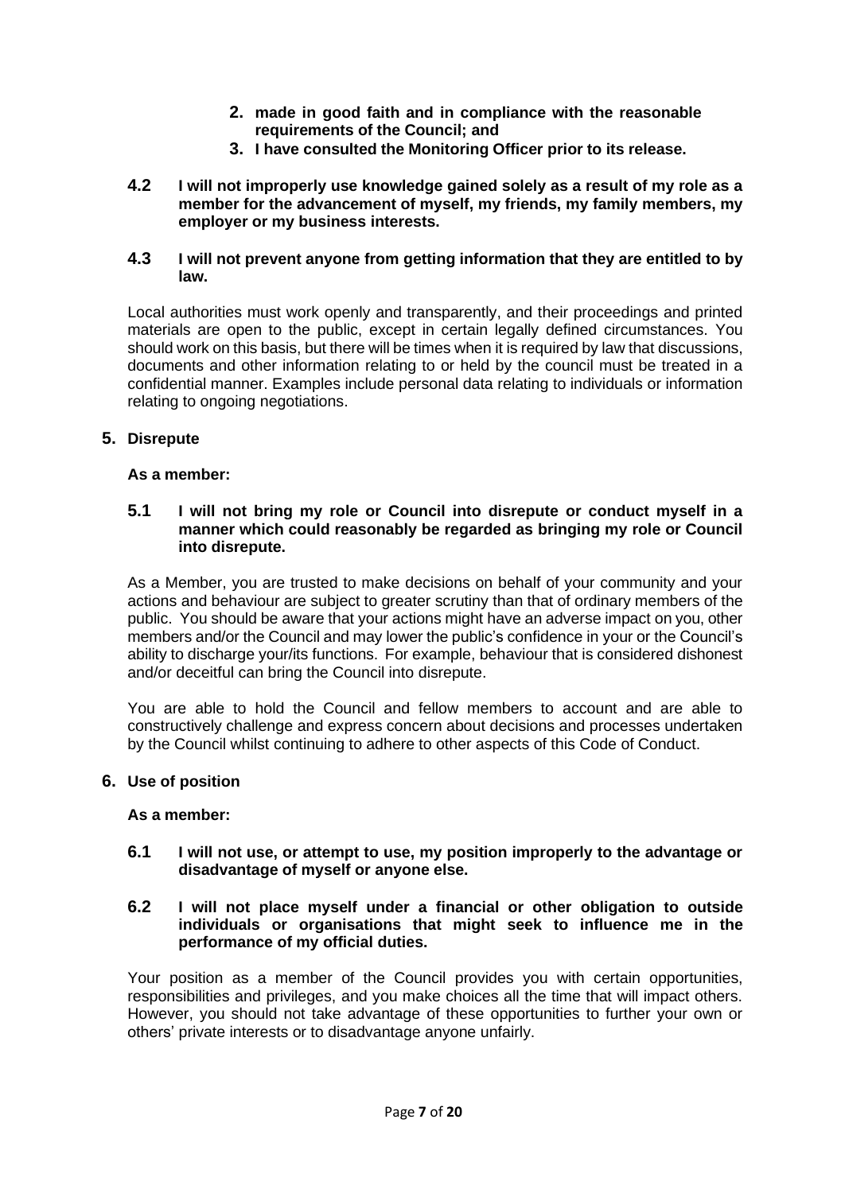2. **made in good faith and in compliance with the reasonable requirements of the Council; and**
3. **I have consulted the Monitoring Officer prior to its release.**

**4.2 I will not improperly use knowledge gained solely as a result of my role as a member for the advancement of myself, my friends, my family members, my employer or my business interests.**

**4.3 I will not prevent anyone from getting information that they are entitled to by law.**

Local authorities must work openly and transparently, and their proceedings and printed materials are open to the public, except in certain legally defined circumstances. You should work on this basis, but there will be times when it is required by law that discussions, documents and other information relating to or held by the council must be treated in a confidential manner. Examples include personal data relating to individuals or information relating to ongoing negotiations.

## 5. Disrepute

**As a member:**

**5.1 I will not bring my role or Council into disrepute or conduct myself in a manner which could reasonably be regarded as bringing my role or Council into disrepute.**

As a Member, you are trusted to make decisions on behalf of your community and your actions and behaviour are subject to greater scrutiny than that of ordinary members of the public. You should be aware that your actions might have an adverse impact on you, other members and/or the Council and may lower the public's confidence in your or the Council's ability to discharge your/its functions. For example, behaviour that is considered dishonest and/or deceitful can bring the Council into disrepute.

You are able to hold the Council and fellow members to account and are able to constructively challenge and express concern about decisions and processes undertaken by the Council whilst continuing to adhere to other aspects of this Code of Conduct.

## 6. Use of position

**As a member:**

**6.1 I will not use, or attempt to use, my position improperly to the advantage or disadvantage of myself or anyone else.**

**6.2 I will not place myself under a financial or other obligation to outside individuals or organisations that might seek to influence me in the performance of my official duties.**

Your position as a member of the Council provides you with certain opportunities, responsibilities and privileges, and you make choices all the time that will impact others. However, you should not take advantage of these opportunities to further your own or others' private interests or to disadvantage anyone unfairly.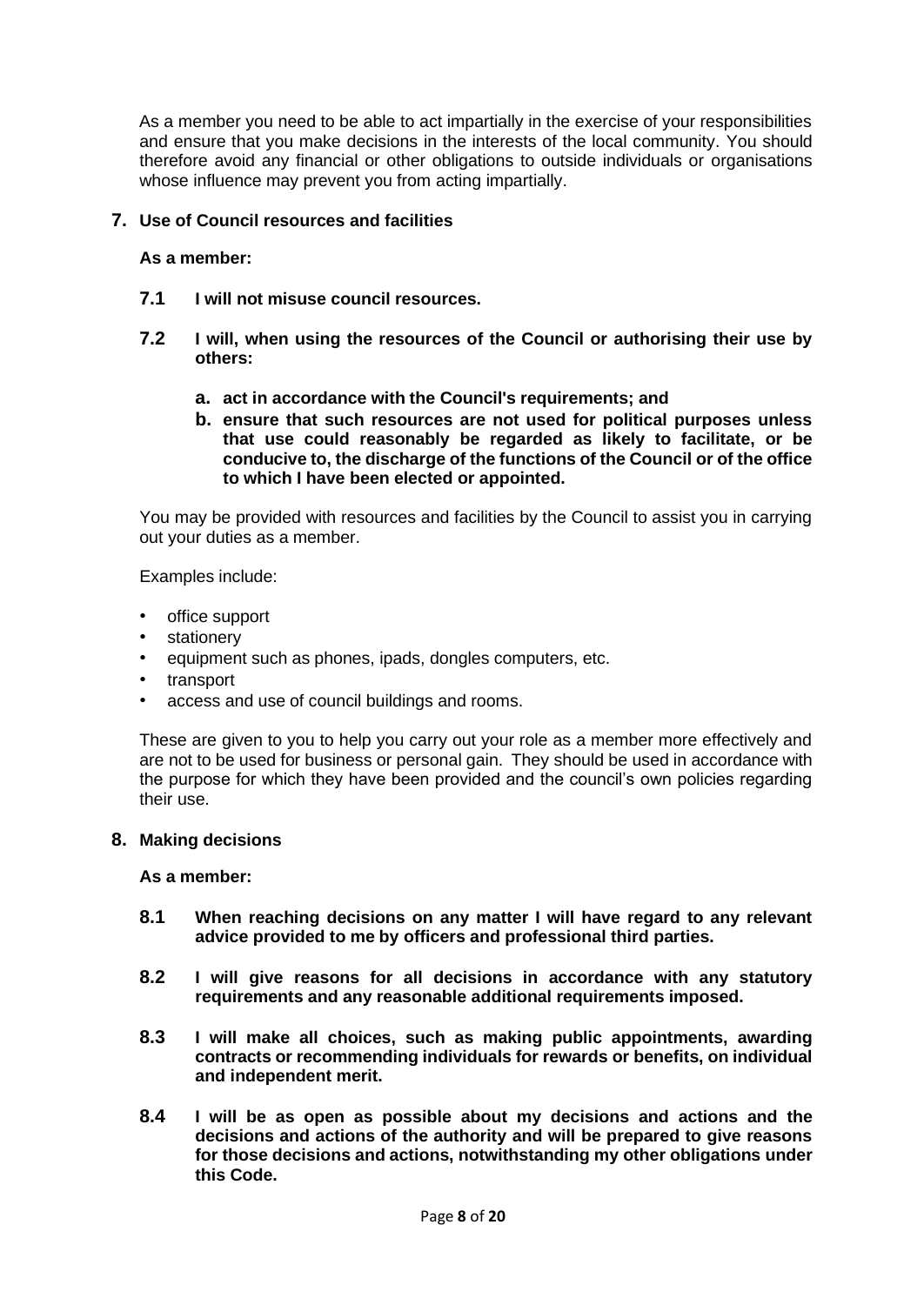As a member you need to be able to act impartially in the exercise of your responsibilities and ensure that you make decisions in the interests of the local community. You should therefore avoid any financial or other obligations to outside individuals or organisations whose influence may prevent you from acting impartially.

## 7. Use of Council resources and facilities

**As a member:**

**7.1 I will not misuse council resources.**

**7.2 I will, when using the resources of the Council or authorising their use by others:**

**a. act in accordance with the Council's requirements; and**

**b. ensure that such resources are not used for political purposes unless that use could reasonably be regarded as likely to facilitate, or be conducive to, the discharge of the functions of the Council or of the office to which I have been elected or appointed.**

You may be provided with resources and facilities by the Council to assist you in carrying out your duties as a member.

Examples include:

- office support
- stationery
- equipment such as phones, ipads, dongles computers, etc.
- transport
- access and use of council buildings and rooms.

These are given to you to help you carry out your role as a member more effectively and are not to be used for business or personal gain. They should be used in accordance with the purpose for which they have been provided and the council's own policies regarding their use.

## 8. Making decisions

**As a member:**

**8.1 When reaching decisions on any matter I will have regard to any relevant advice provided to me by officers and professional third parties.**

**8.2 I will give reasons for all decisions in accordance with any statutory requirements and any reasonable additional requirements imposed.**

**8.3 I will make all choices, such as making public appointments, awarding contracts or recommending individuals for rewards or benefits, on individual and independent merit.**

**8.4 I will be as open as possible about my decisions and actions and the decisions and actions of the authority and will be prepared to give reasons for those decisions and actions, notwithstanding my other obligations under this Code.**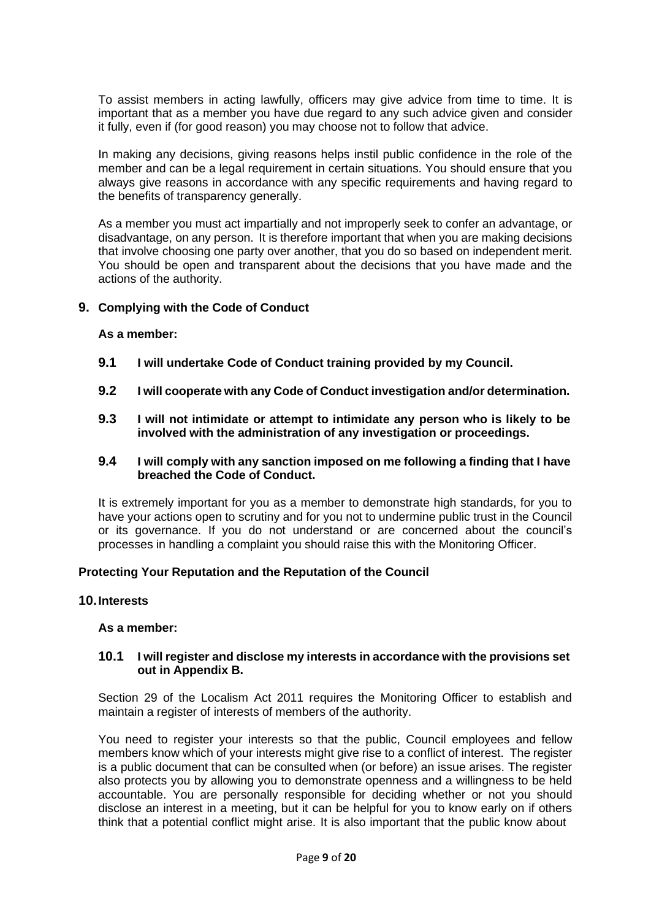To assist members in acting lawfully, officers may give advice from time to time. It is important that as a member you have due regard to any such advice given and consider it fully, even if (for good reason) you may choose not to follow that advice.

In making any decisions, giving reasons helps instil public confidence in the role of the member and can be a legal requirement in certain situations. You should ensure that you always give reasons in accordance with any specific requirements and having regard to the benefits of transparency generally.

As a member you must act impartially and not improperly seek to confer an advantage, or disadvantage, on any person. It is therefore important that when you are making decisions that involve choosing one party over another, that you do so based on independent merit. You should be open and transparent about the decisions that you have made and the actions of the authority.

## 9. Complying with the Code of Conduct

**As a member:**

**9.1 I will undertake Code of Conduct training provided by my Council.**

**9.2 I will cooperate with any Code of Conduct investigation and/or determination.**

**9.3 I will not intimidate or attempt to intimidate any person who is likely to be involved with the administration of any investigation or proceedings.**

**9.4 I will comply with any sanction imposed on me following a finding that I have breached the Code of Conduct.**

It is extremely important for you as a member to demonstrate high standards, for you to have your actions open to scrutiny and for you not to undermine public trust in the Council or its governance. If you do not understand or are concerned about the council's processes in handling a complaint you should raise this with the Monitoring Officer.

### Protecting Your Reputation and the Reputation of the Council

## 10. Interests

**As a member:**

**10.1 I will register and disclose my interests in accordance with the provisions set out in Appendix B.**

Section 29 of the Localism Act 2011 requires the Monitoring Officer to establish and maintain a register of interests of members of the authority.

You need to register your interests so that the public, Council employees and fellow members know which of your interests might give rise to a conflict of interest. The register is a public document that can be consulted when (or before) an issue arises. The register also protects you by allowing you to demonstrate openness and a willingness to be held accountable. You are personally responsible for deciding whether or not you should disclose an interest in a meeting, but it can be helpful for you to know early on if others think that a potential conflict might arise. It is also important that the public know about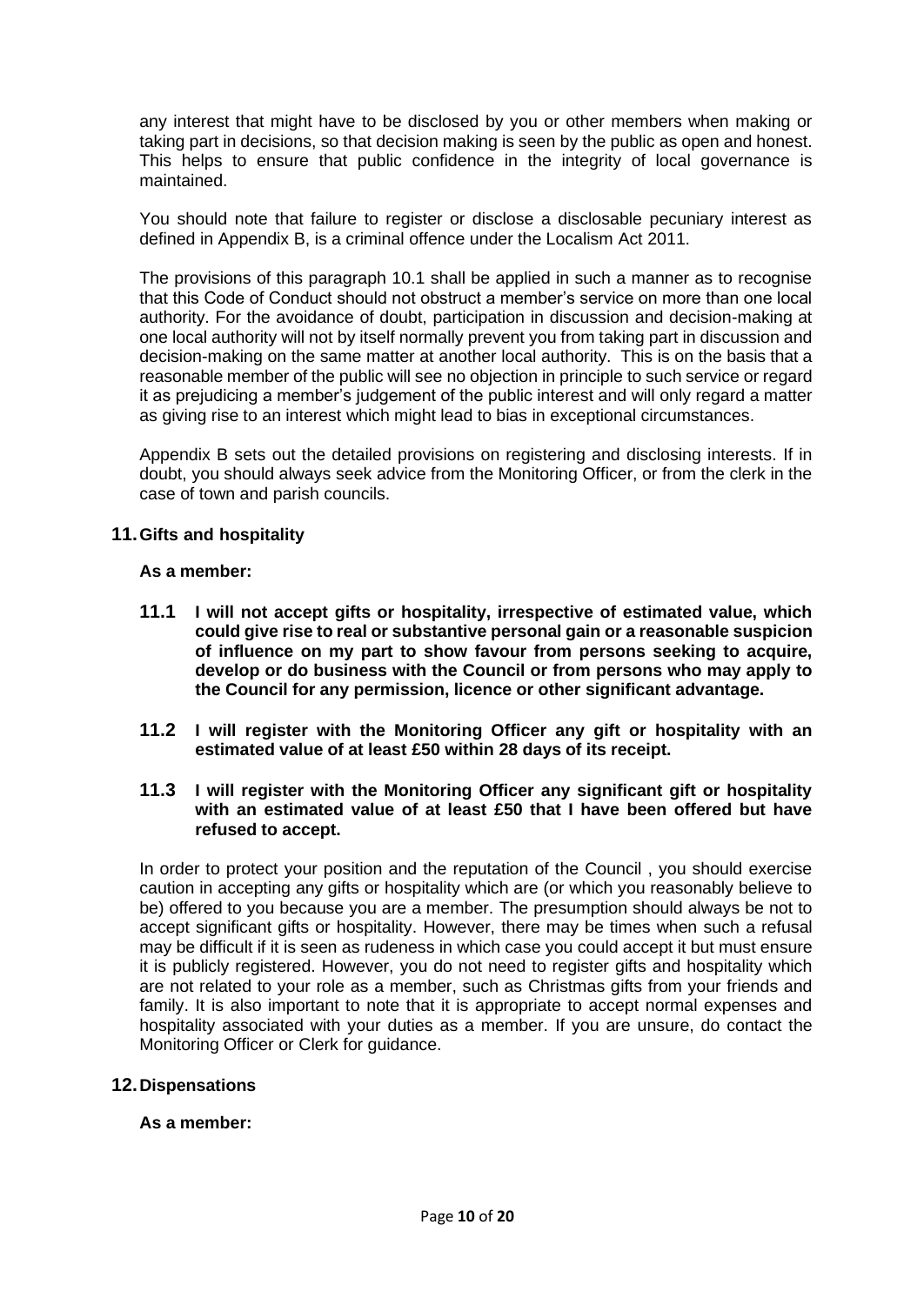any interest that might have to be disclosed by you or other members when making or taking part in decisions, so that decision making is seen by the public as open and honest. This helps to ensure that public confidence in the integrity of local governance is maintained.

You should note that failure to register or disclose a disclosable pecuniary interest as defined in Appendix B, is a criminal offence under the Localism Act 2011.

The provisions of this paragraph 10.1 shall be applied in such a manner as to recognise that this Code of Conduct should not obstruct a member's service on more than one local authority. For the avoidance of doubt, participation in discussion and decision-making at one local authority will not by itself normally prevent you from taking part in discussion and decision-making on the same matter at another local authority. This is on the basis that a reasonable member of the public will see no objection in principle to such service or regard it as prejudicing a member's judgement of the public interest and will only regard a matter as giving rise to an interest which might lead to bias in exceptional circumstances.

Appendix B sets out the detailed provisions on registering and disclosing interests. If in doubt, you should always seek advice from the Monitoring Officer, or from the clerk in the case of town and parish councils.

## 11. Gifts and hospitality

**As a member:**

**11.1 I will not accept gifts or hospitality, irrespective of estimated value, which could give rise to real or substantive personal gain or a reasonable suspicion of influence on my part to show favour from persons seeking to acquire, develop or do business with the Council or from persons who may apply to the Council for any permission, licence or other significant advantage.**

**11.2 I will register with the Monitoring Officer any gift or hospitality with an estimated value of at least £50 within 28 days of its receipt.**

**11.3 I will register with the Monitoring Officer any significant gift or hospitality with an estimated value of at least £50 that I have been offered but have refused to accept.**

In order to protect your position and the reputation of the Council , you should exercise caution in accepting any gifts or hospitality which are (or which you reasonably believe to be) offered to you because you are a member. The presumption should always be not to accept significant gifts or hospitality. However, there may be times when such a refusal may be difficult if it is seen as rudeness in which case you could accept it but must ensure it is publicly registered. However, you do not need to register gifts and hospitality which are not related to your role as a member, such as Christmas gifts from your friends and family. It is also important to note that it is appropriate to accept normal expenses and hospitality associated with your duties as a member. If you are unsure, do contact the Monitoring Officer or Clerk for guidance.

## 12. Dispensations

**As a member:**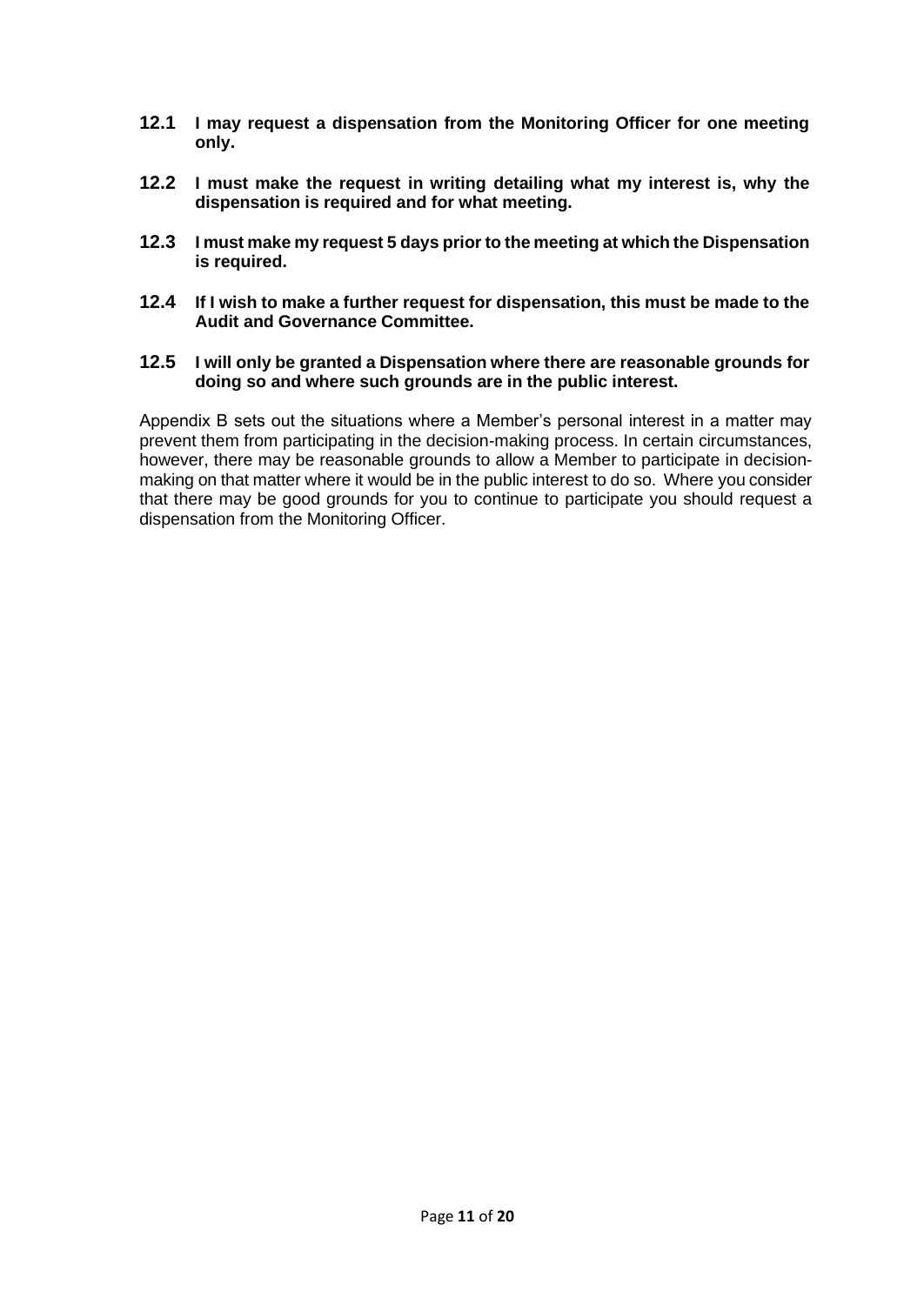**12.1 I may request a dispensation from the Monitoring Officer for one meeting only.**

**12.2 I must make the request in writing detailing what my interest is, why the dispensation is required and for what meeting.**

**12.3 I must make my request 5 days prior to the meeting at which the Dispensation is required.**

**12.4 If I wish to make a further request for dispensation, this must be made to the Audit and Governance Committee.**

**12.5 I will only be granted a Dispensation where there are reasonable grounds for doing so and where such grounds are in the public interest.**

Appendix B sets out the situations where a Member's personal interest in a matter may prevent them from participating in the decision-making process. In certain circumstances, however, there may be reasonable grounds to allow a Member to participate in decision-making on that matter where it would be in the public interest to do so. Where you consider that there may be good grounds for you to continue to participate you should request a dispensation from the Monitoring Officer.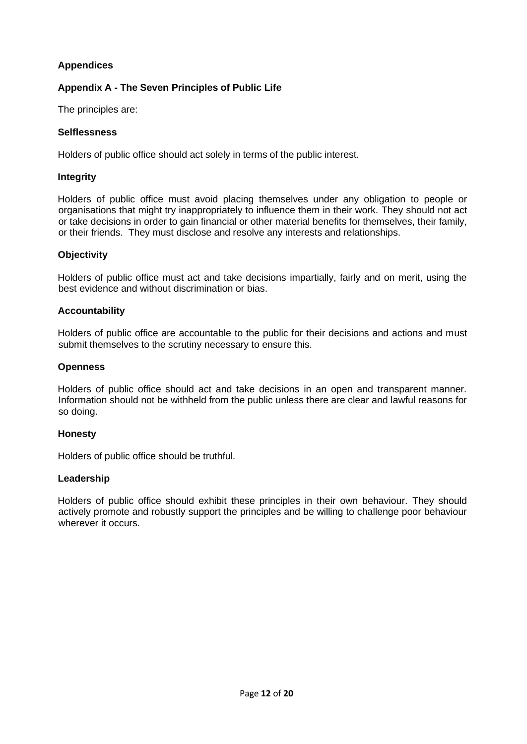## Appendices

### Appendix A - The Seven Principles of Public Life

The principles are:

**Selflessness**

Holders of public office should act solely in terms of the public interest.

**Integrity**

Holders of public office must avoid placing themselves under any obligation to people or organisations that might try inappropriately to influence them in their work. They should not act or take decisions in order to gain financial or other material benefits for themselves, their family, or their friends. They must disclose and resolve any interests and relationships.

**Objectivity**

Holders of public office must act and take decisions impartially, fairly and on merit, using the best evidence and without discrimination or bias.

**Accountability**

Holders of public office are accountable to the public for their decisions and actions and must submit themselves to the scrutiny necessary to ensure this.

**Openness**

Holders of public office should act and take decisions in an open and transparent manner. Information should not be withheld from the public unless there are clear and lawful reasons for so doing.

**Honesty**

Holders of public office should be truthful.

**Leadership**

Holders of public office should exhibit these principles in their own behaviour. They should actively promote and robustly support the principles and be willing to challenge poor behaviour wherever it occurs.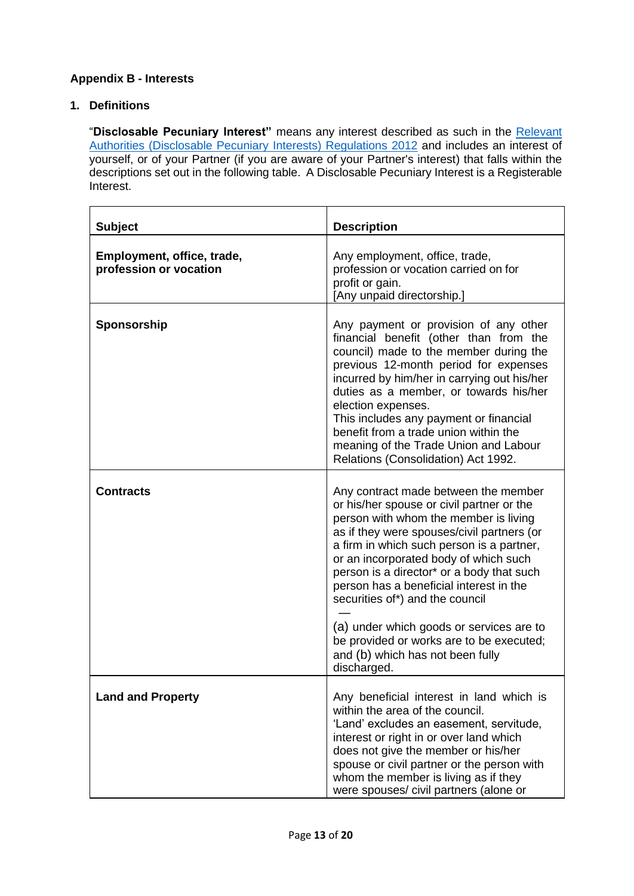## Appendix B - Interests

### 1. Definitions

"**Disclosable Pecuniary Interest"** means any interest described as such in the [Relevant Authorities (Disclosable Pecuniary Interests) Regulations 2012](#) and includes an interest of yourself, or of your Partner (if you are aware of your Partner's interest) that falls within the descriptions set out in the following table. A Disclosable Pecuniary Interest is a Registerable Interest.

| Subject | Description |
|---|---|
| **Employment, office, trade, profession or vocation** | Any employment, office, trade, profession or vocation carried on for profit or gain.<br>[Any unpaid directorship.] |
| **Sponsorship** | Any payment or provision of any other financial benefit (other than from the council) made to the member during the previous 12-month period for expenses incurred by him/her in carrying out his/her duties as a member, or towards his/her election expenses.<br>This includes any payment or financial benefit from a trade union within the meaning of the Trade Union and Labour Relations (Consolidation) Act 1992. |
| **Contracts** | Any contract made between the member or his/her spouse or civil partner or the person with whom the member is living as if they were spouses/civil partners (or a firm in which such person is a partner, or an incorporated body of which such person is a director* or a body that such person has a beneficial interest in the securities of*) and the council<br>—<br>(a) under which goods or services are to be provided or works are to be executed; and (b) which has not been fully discharged. |
| **Land and Property** | Any beneficial interest in land which is within the area of the council.<br>'Land' excludes an easement, servitude, interest or right in or over land which does not give the member or his/her spouse or civil partner or the person with whom the member is living as if they were spouses/ civil partners (alone or |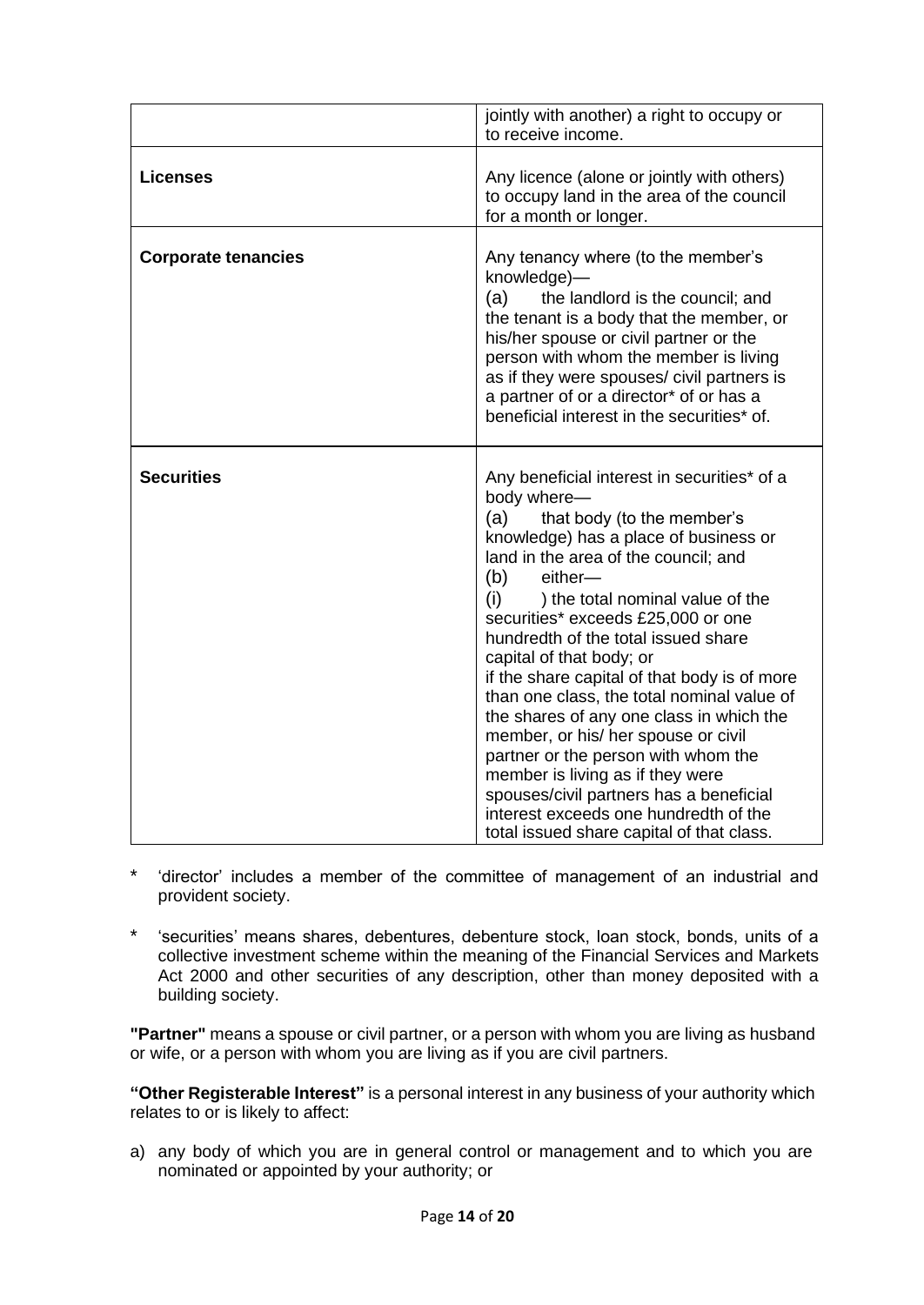| | |
|---|---|
| | jointly with another) a right to occupy or to receive income. |
| **Licenses** | Any licence (alone or jointly with others) to occupy land in the area of the council for a month or longer. |
| **Corporate tenancies** | Any tenancy where (to the member's knowledge)— (a) the landlord is the council; and the tenant is a body that the member, or his/her spouse or civil partner or the person with whom the member is living as if they were spouses/ civil partners is a partner of or a director* of or has a beneficial interest in the securities* of. |
| **Securities** | Any beneficial interest in securities* of a body where— (a) that body (to the member's knowledge) has a place of business or land in the area of the council; and (b) either— (i) ) the total nominal value of the securities* exceeds £25,000 or one hundredth of the total issued share capital of that body; or if the share capital of that body is of more than one class, the total nominal value of the shares of any one class in which the member, or his/ her spouse or civil partner or the person with whom the member is living as if they were spouses/civil partners has a beneficial interest exceeds one hundredth of the total issued share capital of that class. |

\* 'director' includes a member of the committee of management of an industrial and provident society.

\* 'securities' means shares, debentures, debenture stock, loan stock, bonds, units of a collective investment scheme within the meaning of the Financial Services and Markets Act 2000 and other securities of any description, other than money deposited with a building society.

**"Partner"** means a spouse or civil partner, or a person with whom you are living as husband or wife, or a person with whom you are living as if you are civil partners.

**"Other Registerable Interest"** is a personal interest in any business of your authority which relates to or is likely to affect:

a) any body of which you are in general control or management and to which you are nominated or appointed by your authority; or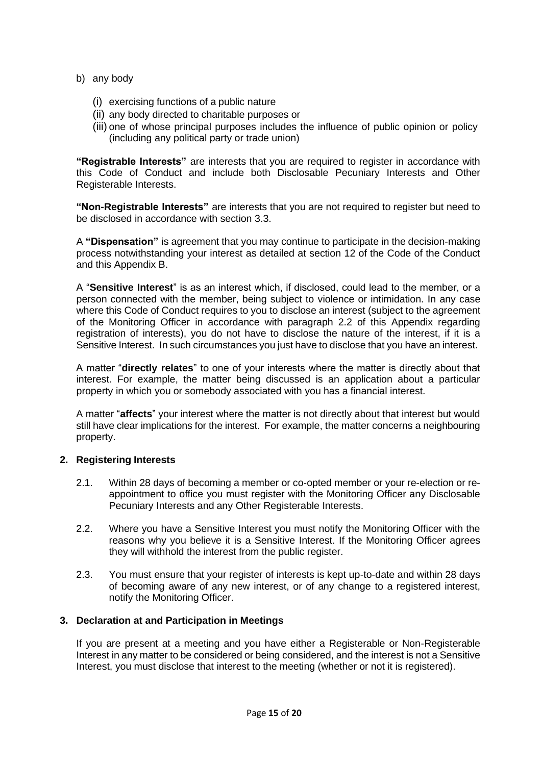b) any body

   (i) exercising functions of a public nature
   (ii) any body directed to charitable purposes or
   (iii) one of whose principal purposes includes the influence of public opinion or policy (including any political party or trade union)

**"Registrable Interests"** are interests that you are required to register in accordance with this Code of Conduct and include both Disclosable Pecuniary Interests and Other Registerable Interests.

**"Non-Registrable Interests"** are interests that you are not required to register but need to be disclosed in accordance with section 3.3.

A **"Dispensation"** is agreement that you may continue to participate in the decision-making process notwithstanding your interest as detailed at section 12 of the Code of the Conduct and this Appendix B.

A "**Sensitive Interest**" is as an interest which, if disclosed, could lead to the member, or a person connected with the member, being subject to violence or intimidation. In any case where this Code of Conduct requires to you to disclose an interest (subject to the agreement of the Monitoring Officer in accordance with paragraph 2.2 of this Appendix regarding registration of interests), you do not have to disclose the nature of the interest, if it is a Sensitive Interest. In such circumstances you just have to disclose that you have an interest.

A matter "**directly relates**" to one of your interests where the matter is directly about that interest. For example, the matter being discussed is an application about a particular property in which you or somebody associated with you has a financial interest.

A matter "**affects**" your interest where the matter is not directly about that interest but would still have clear implications for the interest. For example, the matter concerns a neighbouring property.

## 2. Registering Interests

2.1. Within 28 days of becoming a member or co-opted member or your re-election or re-appointment to office you must register with the Monitoring Officer any Disclosable Pecuniary Interests and any Other Registerable Interests.

2.2. Where you have a Sensitive Interest you must notify the Monitoring Officer with the reasons why you believe it is a Sensitive Interest. If the Monitoring Officer agrees they will withhold the interest from the public register.

2.3. You must ensure that your register of interests is kept up-to-date and within 28 days of becoming aware of any new interest, or of any change to a registered interest, notify the Monitoring Officer.

## 3. Declaration at and Participation in Meetings

If you are present at a meeting and you have either a Registerable or Non-Registerable Interest in any matter to be considered or being considered, and the interest is not a Sensitive Interest, you must disclose that interest to the meeting (whether or not it is registered).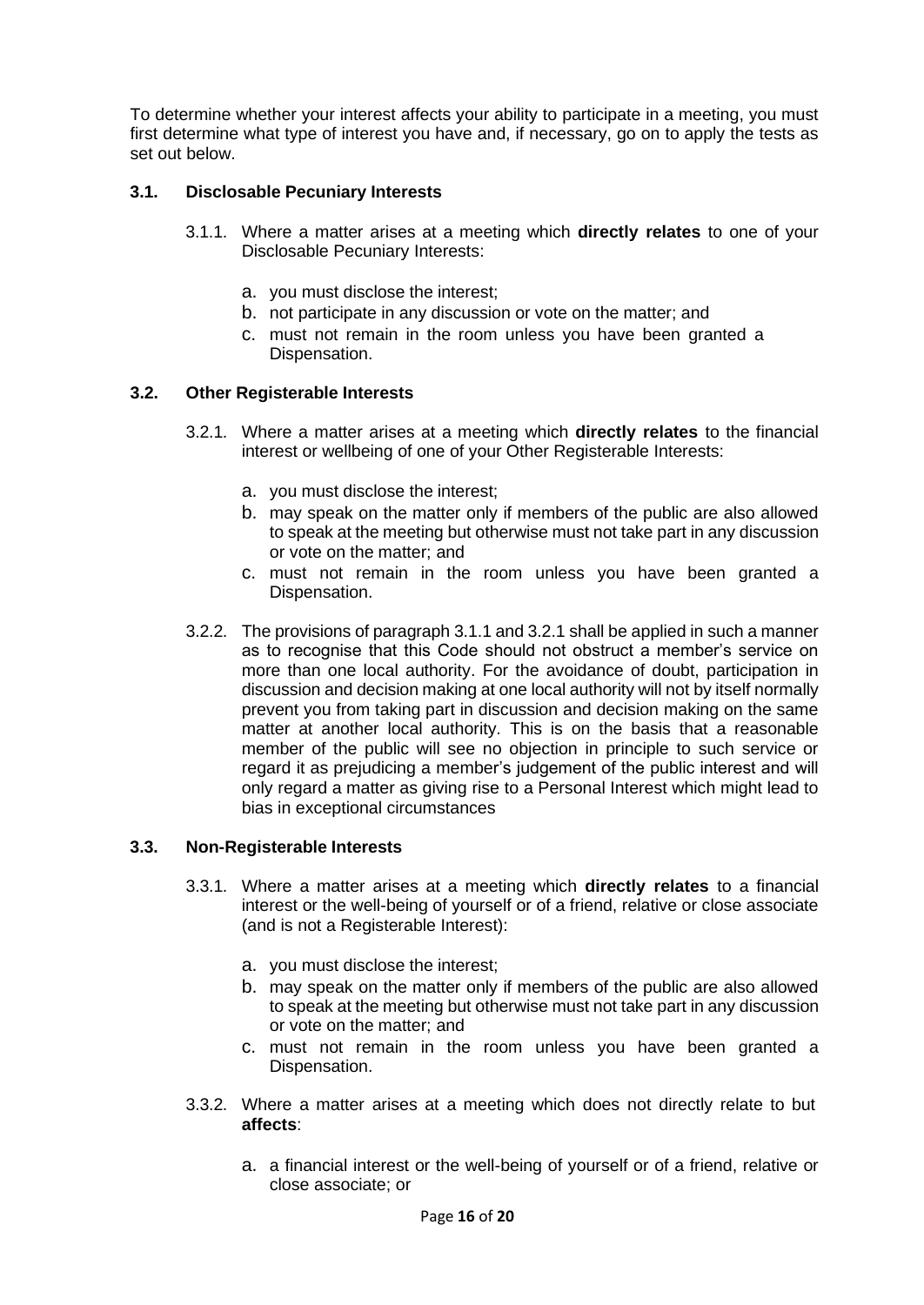To determine whether your interest affects your ability to participate in a meeting, you must first determine what type of interest you have and, if necessary, go on to apply the tests as set out below.

### 3.1. Disclosable Pecuniary Interests

3.1.1. Where a matter arises at a meeting which **directly relates** to one of your Disclosable Pecuniary Interests:

a. you must disclose the interest;
b. not participate in any discussion or vote on the matter; and
c. must not remain in the room unless you have been granted a Dispensation.

### 3.2. Other Registerable Interests

3.2.1. Where a matter arises at a meeting which **directly relates** to the financial interest or wellbeing of one of your Other Registerable Interests:

a. you must disclose the interest;
b. may speak on the matter only if members of the public are also allowed to speak at the meeting but otherwise must not take part in any discussion or vote on the matter; and
c. must not remain in the room unless you have been granted a Dispensation.

3.2.2. The provisions of paragraph 3.1.1 and 3.2.1 shall be applied in such a manner as to recognise that this Code should not obstruct a member's service on more than one local authority. For the avoidance of doubt, participation in discussion and decision making at one local authority will not by itself normally prevent you from taking part in discussion and decision making on the same matter at another local authority. This is on the basis that a reasonable member of the public will see no objection in principle to such service or regard it as prejudicing a member's judgement of the public interest and will only regard a matter as giving rise to a Personal Interest which might lead to bias in exceptional circumstances

### 3.3. Non-Registerable Interests

3.3.1. Where a matter arises at a meeting which **directly relates** to a financial interest or the well-being of yourself or of a friend, relative or close associate (and is not a Registerable Interest):

a. you must disclose the interest;
b. may speak on the matter only if members of the public are also allowed to speak at the meeting but otherwise must not take part in any discussion or vote on the matter; and
c. must not remain in the room unless you have been granted a Dispensation.

3.3.2. Where a matter arises at a meeting which does not directly relate to but **affects**:

a. a financial interest or the well-being of yourself or of a friend, relative or close associate; or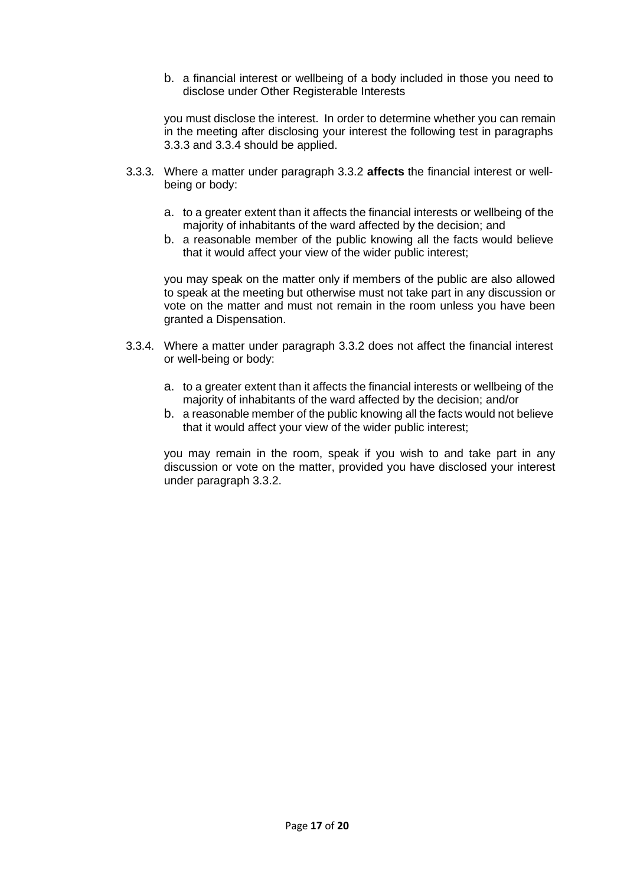b. a financial interest or wellbeing of a body included in those you need to disclose under Other Registerable Interests

you must disclose the interest. In order to determine whether you can remain in the meeting after disclosing your interest the following test in paragraphs 3.3.3 and 3.3.4 should be applied.

3.3.3. Where a matter under paragraph 3.3.2 **affects** the financial interest or well-being or body:

a. to a greater extent than it affects the financial interests or wellbeing of the majority of inhabitants of the ward affected by the decision; and
b. a reasonable member of the public knowing all the facts would believe that it would affect your view of the wider public interest;

you may speak on the matter only if members of the public are also allowed to speak at the meeting but otherwise must not take part in any discussion or vote on the matter and must not remain in the room unless you have been granted a Dispensation.

3.3.4. Where a matter under paragraph 3.3.2 does not affect the financial interest or well-being or body:

a. to a greater extent than it affects the financial interests or wellbeing of the majority of inhabitants of the ward affected by the decision; and/or
b. a reasonable member of the public knowing all the facts would not believe that it would affect your view of the wider public interest;

you may remain in the room, speak if you wish to and take part in any discussion or vote on the matter, provided you have disclosed your interest under paragraph 3.3.2.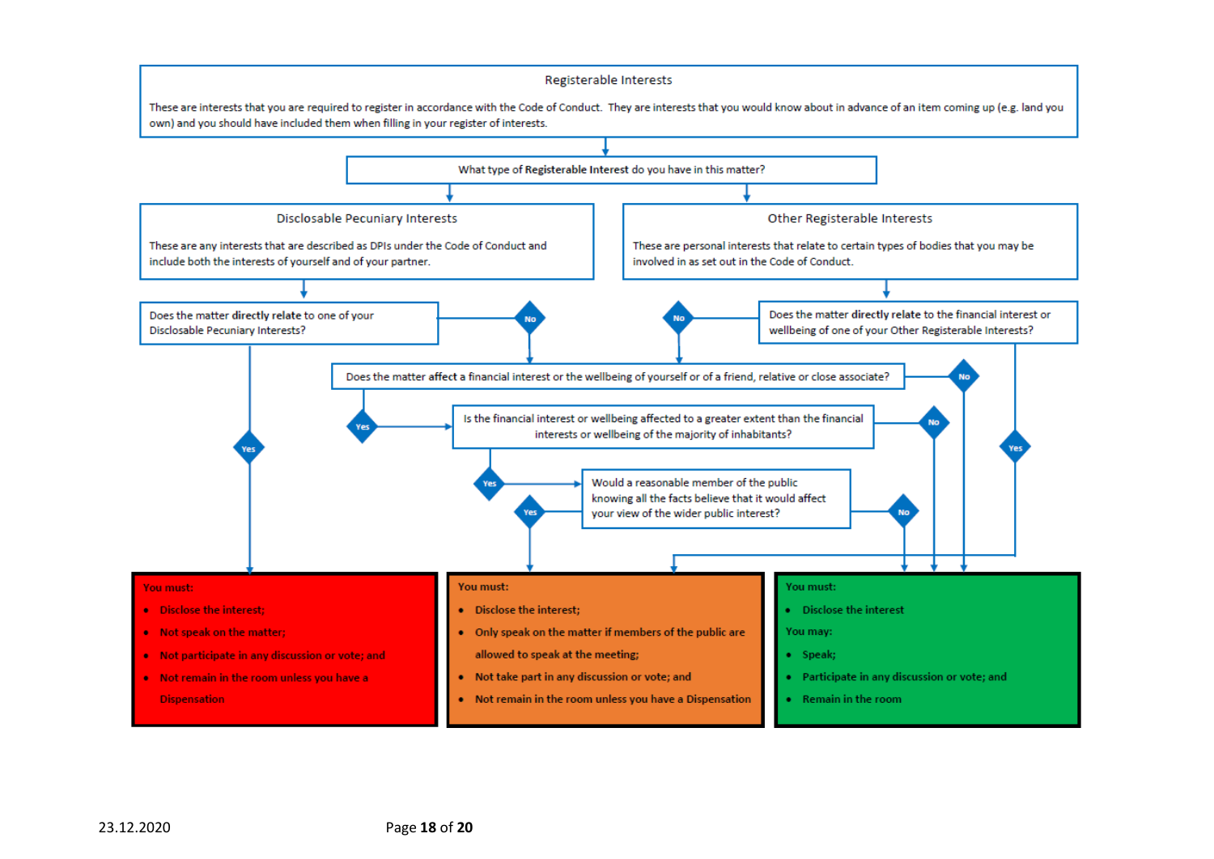## Registerable Interests

These are interests that you are required to register in accordance with the Code of Conduct. They are interests that you would know about in advance of an item coming up (e.g. land you own) and you should have included them when filling in your register of interests.

What type of **Registerable Interest** do you have in this matter?

### Disclosable Pecuniary Interests

These are any interests that are described as DPIs under the Code of Conduct and include both the interests of yourself and of your partner.

Does the matter **directly relate** to one of your Disclosable Pecuniary Interests?

- Yes → Red box
- No → Does the matter **affect** a financial interest or the wellbeing of yourself or of a friend, relative or close associate?

### Other Registerable Interests

These are personal interests that relate to certain types of bodies that you may be involved in as set out in the Code of Conduct.

Does the matter **directly relate** to the financial interest or wellbeing of one of your Other Registerable Interests?

- Yes → Green box
- No → Does the matter **affect** a financial interest or the wellbeing of yourself or of a friend, relative or close associate?

Does the matter **affect** a financial interest or the wellbeing of yourself or of a friend, relative or close associate?

- Yes → Is the financial interest or wellbeing affected to a greater extent than the financial interests or wellbeing of the majority of inhabitants?
- No → Green box

Is the financial interest or wellbeing affected to a greater extent than the financial interests or wellbeing of the majority of inhabitants?

- Yes → Would a reasonable member of the public knowing all the facts believe that it would affect your view of the wider public interest?
- No → Green box

Would a reasonable member of the public knowing all the facts believe that it would affect your view of the wider public interest?

- Yes → Orange box
- No → Green box

**Red box**

You must:

- Disclose the interest;
- Not speak on the matter;
- Not participate in any discussion or vote; and
- Not remain in the room unless you have a Dispensation

**Orange box**

You must:

- Disclose the interest;
- Only speak on the matter if members of the public are allowed to speak at the meeting;
- Not take part in any discussion or vote; and
- Not remain in the room unless you have a Dispensation

**Green box**

You must:

- Disclose the interest

You may:

- Speak;
- Participate in any discussion or vote; and
- Remain in the room

23.12.2020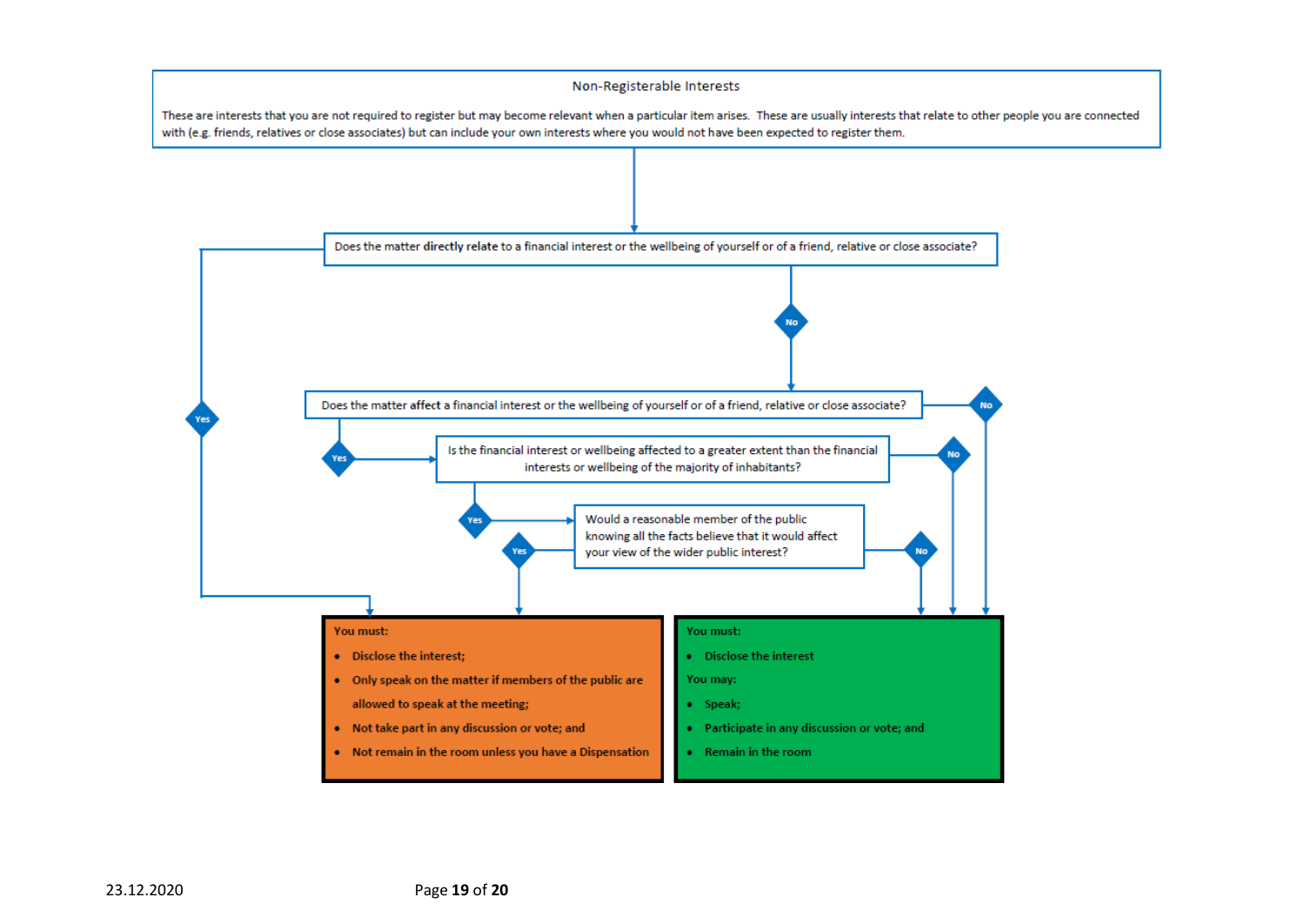## Non-Registerable Interests

These are interests that you are not required to register but may become relevant when a particular item arises. These are usually interests that relate to other people you are connected with (e.g. friends, relatives or close associates) but can include your own interests where you would not have been expected to register them.

Does the matter **directly relate** to a financial interest or the wellbeing of yourself or of a friend, relative or close associate?

- Yes → see "You must" (orange box)
- No → next question

Does the matter **affect** a financial interest or the wellbeing of yourself or of a friend, relative or close associate?

- No → see "You must / You may" (green box)
- Yes → next question

Is the financial interest or wellbeing affected to a greater extent than the financial interests or wellbeing of the majority of inhabitants?

- No → see "You must / You may" (green box)
- Yes → next question

Would a reasonable member of the public knowing all the facts believe that it would affect your view of the wider public interest?

- Yes → see "You must" (orange box)
- No → see "You must / You may" (green box)

**You must:**

- Disclose the interest;
- Only speak on the matter if members of the public are allowed to speak at the meeting;
- Not take part in any discussion or vote; and
- Not remain in the room unless you have a Dispensation

**You must:**

- Disclose the interest

**You may:**

- Speak;
- Participate in any discussion or vote; and
- Remain in the room

23.12.2020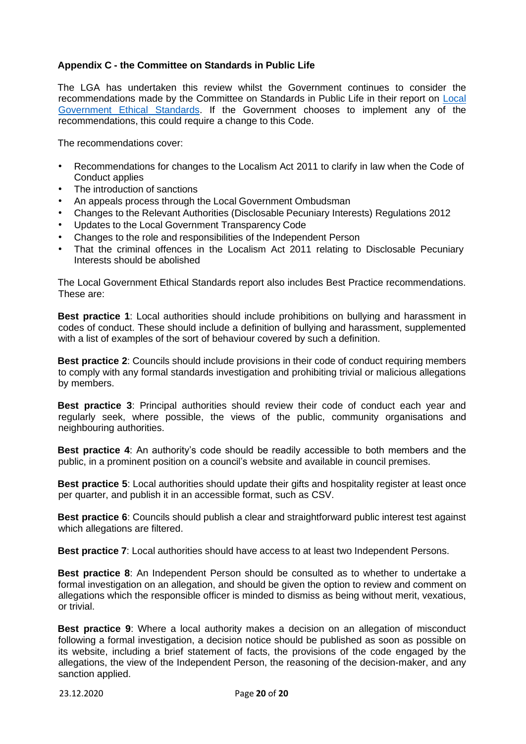## Appendix C - the Committee on Standards in Public Life

The LGA has undertaken this review whilst the Government continues to consider the recommendations made by the Committee on Standards in Public Life in their report on [Local Government Ethical Standards](). If the Government chooses to implement any of the recommendations, this could require a change to this Code.

The recommendations cover:

- Recommendations for changes to the Localism Act 2011 to clarify in law when the Code of Conduct applies
- The introduction of sanctions
- An appeals process through the Local Government Ombudsman
- Changes to the Relevant Authorities (Disclosable Pecuniary Interests) Regulations 2012
- Updates to the Local Government Transparency Code
- Changes to the role and responsibilities of the Independent Person
- That the criminal offences in the Localism Act 2011 relating to Disclosable Pecuniary Interests should be abolished

The Local Government Ethical Standards report also includes Best Practice recommendations. These are:

**Best practice 1**: Local authorities should include prohibitions on bullying and harassment in codes of conduct. These should include a definition of bullying and harassment, supplemented with a list of examples of the sort of behaviour covered by such a definition.

**Best practice 2**: Councils should include provisions in their code of conduct requiring members to comply with any formal standards investigation and prohibiting trivial or malicious allegations by members.

**Best practice 3**: Principal authorities should review their code of conduct each year and regularly seek, where possible, the views of the public, community organisations and neighbouring authorities.

**Best practice 4**: An authority's code should be readily accessible to both members and the public, in a prominent position on a council's website and available in council premises.

**Best practice 5**: Local authorities should update their gifts and hospitality register at least once per quarter, and publish it in an accessible format, such as CSV.

**Best practice 6**: Councils should publish a clear and straightforward public interest test against which allegations are filtered.

**Best practice 7**: Local authorities should have access to at least two Independent Persons.

**Best practice 8**: An Independent Person should be consulted as to whether to undertake a formal investigation on an allegation, and should be given the option to review and comment on allegations which the responsible officer is minded to dismiss as being without merit, vexatious, or trivial.

**Best practice 9**: Where a local authority makes a decision on an allegation of misconduct following a formal investigation, a decision notice should be published as soon as possible on its website, including a brief statement of facts, the provisions of the code engaged by the allegations, the view of the Independent Person, the reasoning of the decision-maker, and any sanction applied.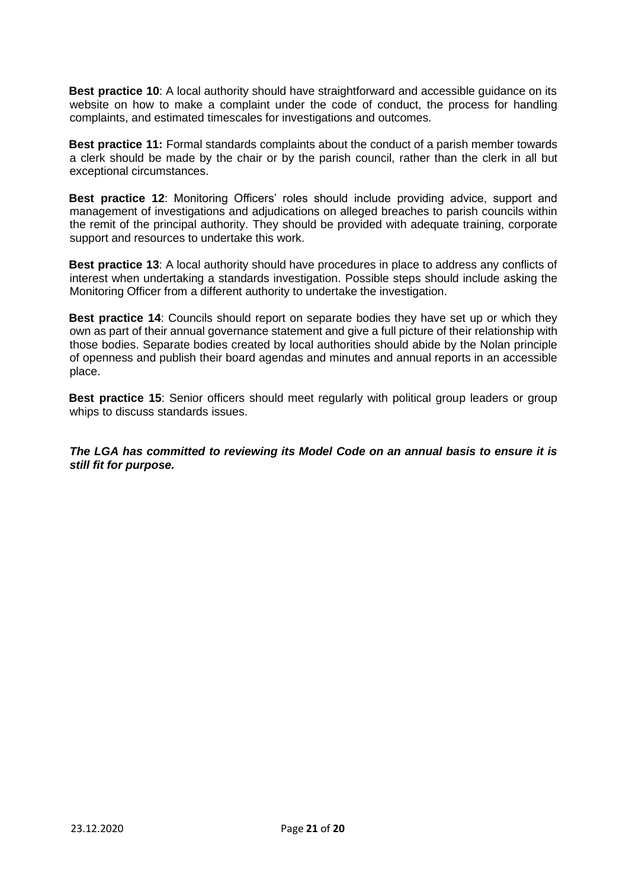**Best practice 10**: A local authority should have straightforward and accessible guidance on its website on how to make a complaint under the code of conduct, the process for handling complaints, and estimated timescales for investigations and outcomes.

**Best practice 11:** Formal standards complaints about the conduct of a parish member towards a clerk should be made by the chair or by the parish council, rather than the clerk in all but exceptional circumstances.

**Best practice 12**: Monitoring Officers' roles should include providing advice, support and management of investigations and adjudications on alleged breaches to parish councils within the remit of the principal authority. They should be provided with adequate training, corporate support and resources to undertake this work.

**Best practice 13**: A local authority should have procedures in place to address any conflicts of interest when undertaking a standards investigation. Possible steps should include asking the Monitoring Officer from a different authority to undertake the investigation.

**Best practice 14**: Councils should report on separate bodies they have set up or which they own as part of their annual governance statement and give a full picture of their relationship with those bodies. Separate bodies created by local authorities should abide by the Nolan principle of openness and publish their board agendas and minutes and annual reports in an accessible place.

**Best practice 15**: Senior officers should meet regularly with political group leaders or group whips to discuss standards issues.

***The LGA has committed to reviewing its Model Code on an annual basis to ensure it is still fit for purpose.***